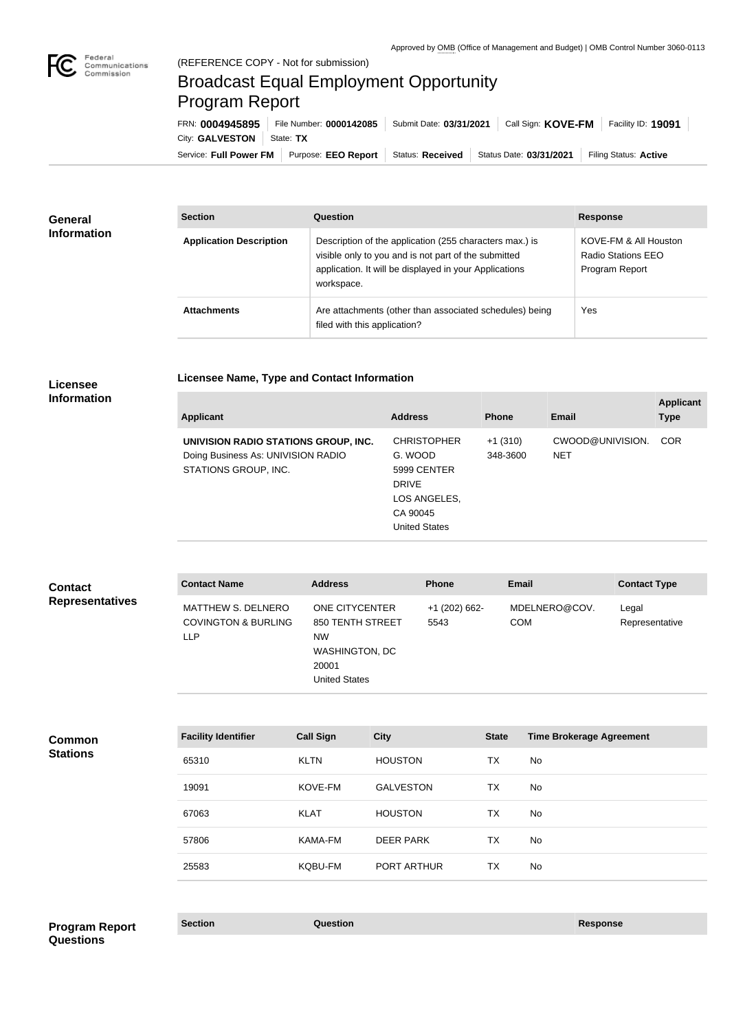Approved by OMB (Office of Management and Budget) | OMB Control Number 3060-0113

(REFERENCE COPY - Not for submission)

# Broadcast Equal Employment Opportunity Program Report

FRN: **0004945895** | File Number: **0000142085** | Submit Date: **03/31/2021** | Call Sign: **KOVE-FM** | Facility ID: **19091**
City: **GALVESTON** | State: **TX**
Service: **Full Power FM** | Purpose: **EEO Report** | Status: **Received** | Status Date: **03/31/2021** | Filing Status: **Active**

## General Information

| Section | Question | Response |
|---|---|---|
| **Application Description** | Description of the application (255 characters max.) is visible only to you and is not part of the submitted application. It will be displayed in your Applications workspace. | KOVE-FM & All Houston Radio Stations EEO Program Report |
| **Attachments** | Are attachments (other than associated schedules) being filed with this application? | Yes |

## Licensee Information

**Licensee Name, Type and Contact Information**

| Applicant | Address | Phone | Email | Applicant Type |
|---|---|---|---|---|
| **UNIVISION RADIO STATIONS GROUP, INC.** Doing Business As: UNIVISION RADIO STATIONS GROUP, INC. | CHRISTOPHER G. WOOD 5999 CENTER DRIVE LOS ANGELES, CA 90045 United States | +1 (310) 348-3600 | CWOOD@UNIVISION.NET | COR |

## Contact Representatives

| Contact Name | Address | Phone | Email | Contact Type |
|---|---|---|---|---|
| MATTHEW S. DELNERO COVINGTON & BURLING LLP | ONE CITYCENTER 850 TENTH STREET NW WASHINGTON, DC 20001 United States | +1 (202) 662-5543 | MDELNERO@COV.COM | Legal Representative |

## Common Stations

| Facility Identifier | Call Sign | City | State | Time Brokerage Agreement |
|---|---|---|---|---|
| 65310 | KLTN | HOUSTON | TX | No |
| 19091 | KOVE-FM | GALVESTON | TX | No |
| 67063 | KLAT | HOUSTON | TX | No |
| 57806 | KAMA-FM | DEER PARK | TX | No |
| 25583 | KQBU-FM | PORT ARTHUR | TX | No |

## Program Report Questions

| Section | Question | Response |
|---|---|---|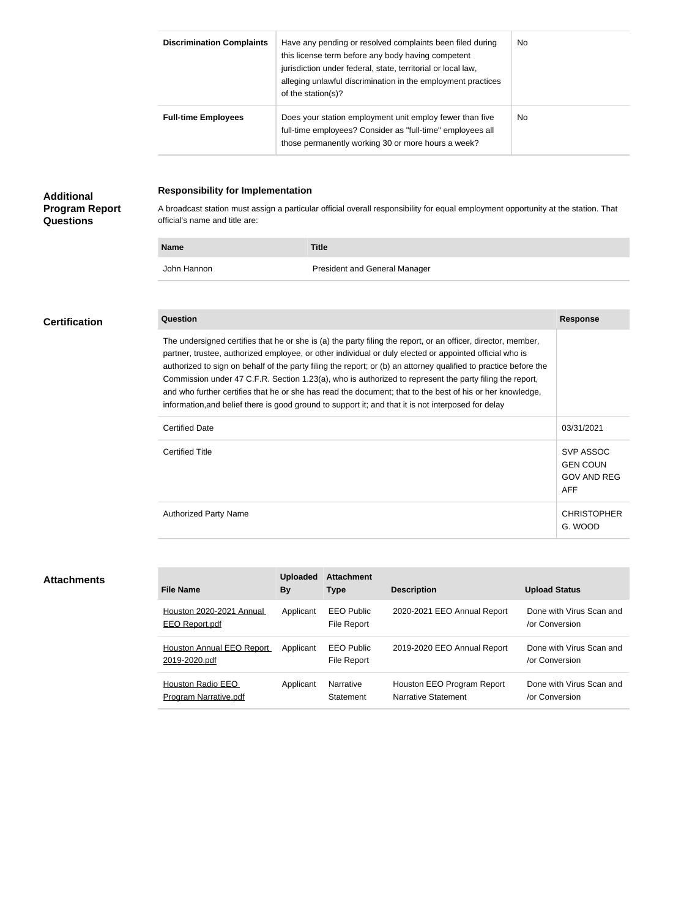| | | |
|---|---|---|
| **Discrimination Complaints** | Have any pending or resolved complaints been filed during this license term before any body having competent jurisdiction under federal, state, territorial or local law, alleging unlawful discrimination in the employment practices of the station(s)? | No |
| **Full-time Employees** | Does your station employment unit employ fewer than five full-time employees? Consider as "full-time" employees all those permanently working 30 or more hours a week? | No |

## Additional Program Report Questions

### Responsibility for Implementation

A broadcast station must assign a particular official overall responsibility for equal employment opportunity at the station. That official's name and title are:

| Name | Title |
|---|---|
| John Hannon | President and General Manager |

## Certification

| Question | Response |
|---|---|
| The undersigned certifies that he or she is (a) the party filing the report, or an officer, director, member, partner, trustee, authorized employee, or other individual or duly elected or appointed official who is authorized to sign on behalf of the party filing the report; or (b) an attorney qualified to practice before the Commission under 47 C.F.R. Section 1.23(a), who is authorized to represent the party filing the report, and who further certifies that he or she has read the document; that to the best of his or her knowledge, information,and belief there is good ground to support it; and that it is not interposed for delay | |
| Certified Date | 03/31/2021 |
| Certified Title | SVP ASSOC GEN COUN GOV AND REG AFF |
| Authorized Party Name | CHRISTOPHER G. WOOD |

## Attachments

| File Name | Uploaded By | Attachment Type | Description | Upload Status |
|---|---|---|---|---|
| Houston 2020-2021 Annual EEO Report.pdf | Applicant | EEO Public File Report | 2020-2021 EEO Annual Report | Done with Virus Scan and /or Conversion |
| Houston Annual EEO Report 2019-2020.pdf | Applicant | EEO Public File Report | 2019-2020 EEO Annual Report | Done with Virus Scan and /or Conversion |
| Houston Radio EEO Program Narrative.pdf | Applicant | Narrative Statement | Houston EEO Program Report Narrative Statement | Done with Virus Scan and /or Conversion |